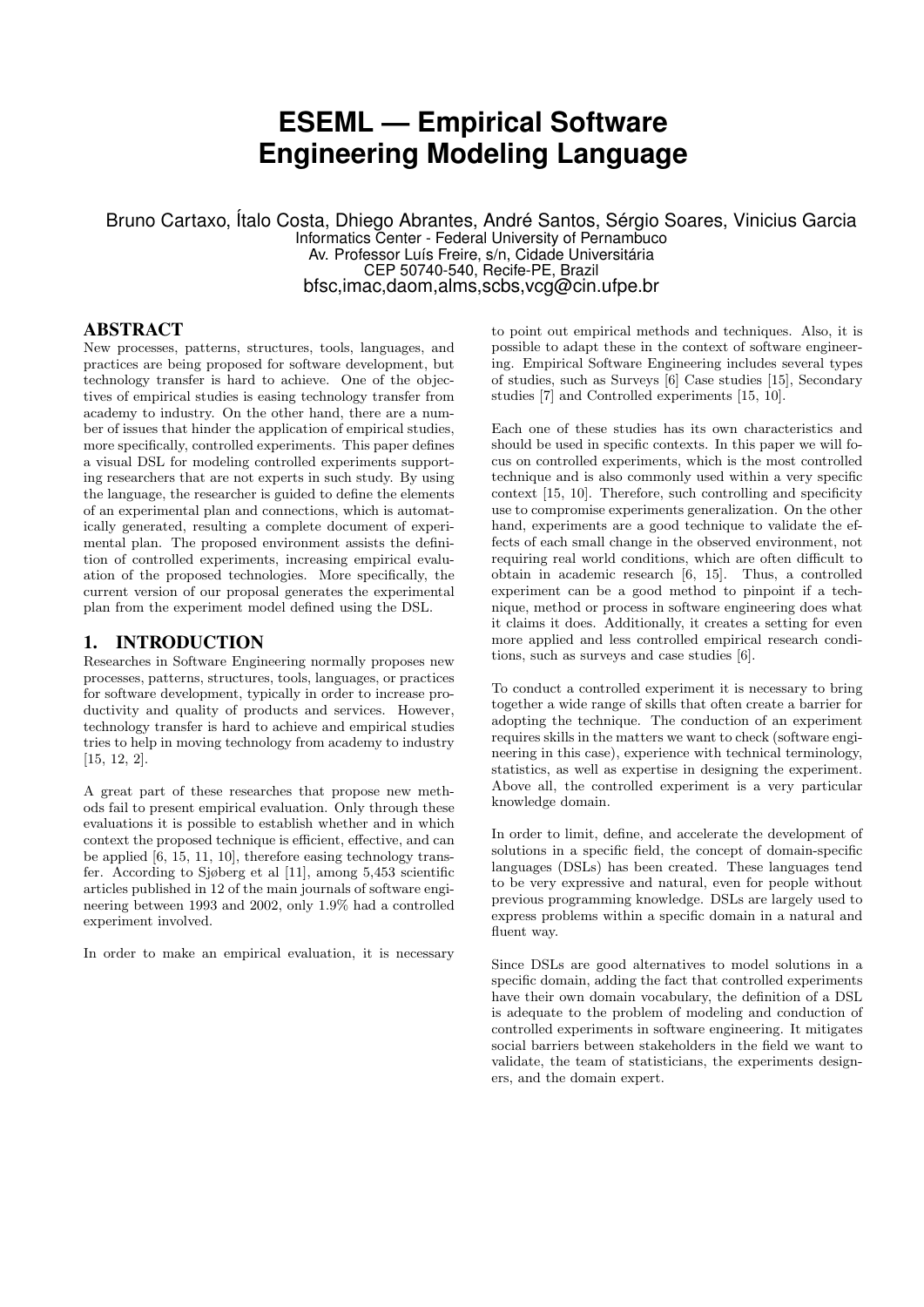# ESEML — Empirical Software Engineering Modeling Language

Bruno Cartaxo, Ítalo Costa, Dhiego Abrantes, André Santos, Sérgio Soares, Vinicius Garcia
Informatics Center - Federal University of Pernambuco
Av. Professor Luís Freire, s/n, Cidade Universitária
CEP 50740-540, Recife-PE, Brazil
bfsc,imac,daom,alms,scbs,vcg@cin.ufpe.br

## ABSTRACT

New processes, patterns, structures, tools, languages, and practices are being proposed for software development, but technology transfer is hard to achieve. One of the objectives of empirical studies is easing technology transfer from academy to industry. On the other hand, there are a number of issues that hinder the application of empirical studies, more specifically, controlled experiments. This paper defines a visual DSL for modeling controlled experiments supporting researchers that are not experts in such study. By using the language, the researcher is guided to define the elements of an experimental plan and connections, which is automatically generated, resulting a complete document of experimental plan. The proposed environment assists the definition of controlled experiments, increasing empirical evaluation of the proposed technologies. More specifically, the current version of our proposal generates the experimental plan from the experiment model defined using the DSL.

## 1. INTRODUCTION

Researches in Software Engineering normally proposes new processes, patterns, structures, tools, languages, or practices for software development, typically in order to increase productivity and quality of products and services. However, technology transfer is hard to achieve and empirical studies tries to help in moving technology from academy to industry [15, 12, 2].

A great part of these researches that propose new methods fail to present empirical evaluation. Only through these evaluations it is possible to establish whether and in which context the proposed technique is efficient, effective, and can be applied [6, 15, 11, 10], therefore easing technology transfer. According to Sjøberg et al [11], among 5,453 scientific articles published in 12 of the main journals of software engineering between 1993 and 2002, only 1.9% had a controlled experiment involved.

In order to make an empirical evaluation, it is necessary to point out empirical methods and techniques. Also, it is possible to adapt these in the context of software engineering. Empirical Software Engineering includes several types of studies, such as Surveys [6] Case studies [15], Secondary studies [7] and Controlled experiments [15, 10].

Each one of these studies has its own characteristics and should be used in specific contexts. In this paper we will focus on controlled experiments, which is the most controlled technique and is also commonly used within a very specific context [15, 10]. Therefore, such controlling and specificity use to compromise experiments generalization. On the other hand, experiments are a good technique to validate the effects of each small change in the observed environment, not requiring real world conditions, which are often difficult to obtain in academic research [6, 15]. Thus, a controlled experiment can be a good method to pinpoint if a technique, method or process in software engineering does what it claims it does. Additionally, it creates a setting for even more applied and less controlled empirical research conditions, such as surveys and case studies [6].

To conduct a controlled experiment it is necessary to bring together a wide range of skills that often create a barrier for adopting the technique. The conduction of an experiment requires skills in the matters we want to check (software engineering in this case), experience with technical terminology, statistics, as well as expertise in designing the experiment. Above all, the controlled experiment is a very particular knowledge domain.

In order to limit, define, and accelerate the development of solutions in a specific field, the concept of domain-specific languages (DSLs) has been created. These languages tend to be very expressive and natural, even for people without previous programming knowledge. DSLs are largely used to express problems within a specific domain in a natural and fluent way.

Since DSLs are good alternatives to model solutions in a specific domain, adding the fact that controlled experiments have their own domain vocabulary, the definition of a DSL is adequate to the problem of modeling and conduction of controlled experiments in software engineering. It mitigates social barriers between stakeholders in the field we want to validate, the team of statisticians, the experiments designers, and the domain expert.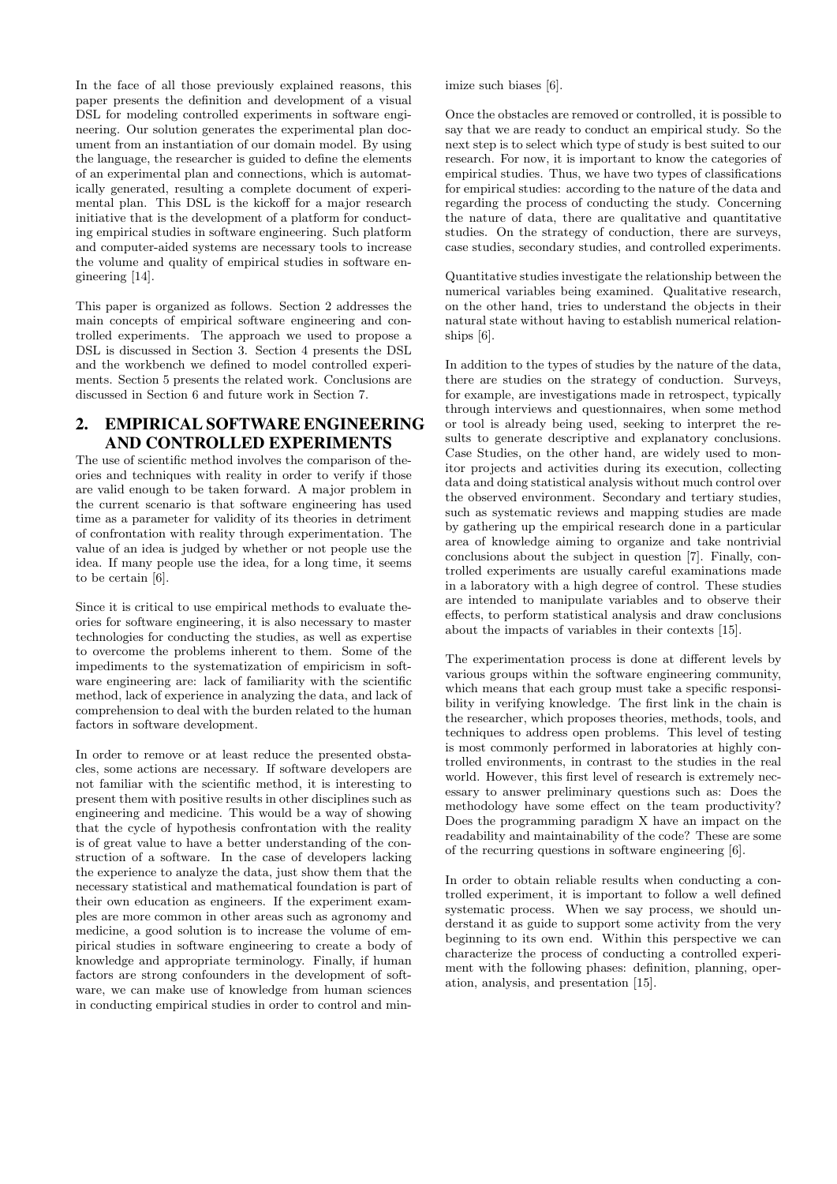In the face of all those previously explained reasons, this paper presents the definition and development of a visual DSL for modeling controlled experiments in software engineering. Our solution generates the experimental plan document from an instantiation of our domain model. By using the language, the researcher is guided to define the elements of an experimental plan and connections, which is automatically generated, resulting a complete document of experimental plan. This DSL is the kickoff for a major research initiative that is the development of a platform for conducting empirical studies in software engineering. Such platform and computer-aided systems are necessary tools to increase the volume and quality of empirical studies in software engineering [14].

This paper is organized as follows. Section 2 addresses the main concepts of empirical software engineering and controlled experiments. The approach we used to propose a DSL is discussed in Section 3. Section 4 presents the DSL and the workbench we defined to model controlled experiments. Section 5 presents the related work. Conclusions are discussed in Section 6 and future work in Section 7.

## 2. EMPIRICAL SOFTWARE ENGINEERING AND CONTROLLED EXPERIMENTS

The use of scientific method involves the comparison of theories and techniques with reality in order to verify if those are valid enough to be taken forward. A major problem in the current scenario is that software engineering has used time as a parameter for validity of its theories in detriment of confrontation with reality through experimentation. The value of an idea is judged by whether or not people use the idea. If many people use the idea, for a long time, it seems to be certain [6].

Since it is critical to use empirical methods to evaluate theories for software engineering, it is also necessary to master technologies for conducting the studies, as well as expertise to overcome the problems inherent to them. Some of the impediments to the systematization of empiricism in software engineering are: lack of familiarity with the scientific method, lack of experience in analyzing the data, and lack of comprehension to deal with the burden related to the human factors in software development.

In order to remove or at least reduce the presented obstacles, some actions are necessary. If software developers are not familiar with the scientific method, it is interesting to present them with positive results in other disciplines such as engineering and medicine. This would be a way of showing that the cycle of hypothesis confrontation with the reality is of great value to have a better understanding of the construction of a software. In the case of developers lacking the experience to analyze the data, just show them that the necessary statistical and mathematical foundation is part of their own education as engineers. If the experiment examples are more common in other areas such as agronomy and medicine, a good solution is to increase the volume of empirical studies in software engineering to create a body of knowledge and appropriate terminology. Finally, if human factors are strong confounders in the development of software, we can make use of knowledge from human sciences in conducting empirical studies in order to control and minimize such biases [6].

Once the obstacles are removed or controlled, it is possible to say that we are ready to conduct an empirical study. So the next step is to select which type of study is best suited to our research. For now, it is important to know the categories of empirical studies. Thus, we have two types of classifications for empirical studies: according to the nature of the data and regarding the process of conducting the study. Concerning the nature of data, there are qualitative and quantitative studies. On the strategy of conduction, there are surveys, case studies, secondary studies, and controlled experiments.

Quantitative studies investigate the relationship between the numerical variables being examined. Qualitative research, on the other hand, tries to understand the objects in their natural state without having to establish numerical relationships [6].

In addition to the types of studies by the nature of the data, there are studies on the strategy of conduction. Surveys, for example, are investigations made in retrospect, typically through interviews and questionnaires, when some method or tool is already being used, seeking to interpret the results to generate descriptive and explanatory conclusions. Case Studies, on the other hand, are widely used to monitor projects and activities during its execution, collecting data and doing statistical analysis without much control over the observed environment. Secondary and tertiary studies, such as systematic reviews and mapping studies are made by gathering up the empirical research done in a particular area of knowledge aiming to organize and take nontrivial conclusions about the subject in question [7]. Finally, controlled experiments are usually careful examinations made in a laboratory with a high degree of control. These studies are intended to manipulate variables and to observe their effects, to perform statistical analysis and draw conclusions about the impacts of variables in their contexts [15].

The experimentation process is done at different levels by various groups within the software engineering community, which means that each group must take a specific responsibility in verifying knowledge. The first link in the chain is the researcher, which proposes theories, methods, tools, and techniques to address open problems. This level of testing is most commonly performed in laboratories at highly controlled environments, in contrast to the studies in the real world. However, this first level of research is extremely necessary to answer preliminary questions such as: Does the methodology have some effect on the team productivity? Does the programming paradigm X have an impact on the readability and maintainability of the code? These are some of the recurring questions in software engineering [6].

In order to obtain reliable results when conducting a controlled experiment, it is important to follow a well defined systematic process. When we say process, we should understand it as guide to support some activity from the very beginning to its own end. Within this perspective we can characterize the process of conducting a controlled experiment with the following phases: definition, planning, operation, analysis, and presentation [15].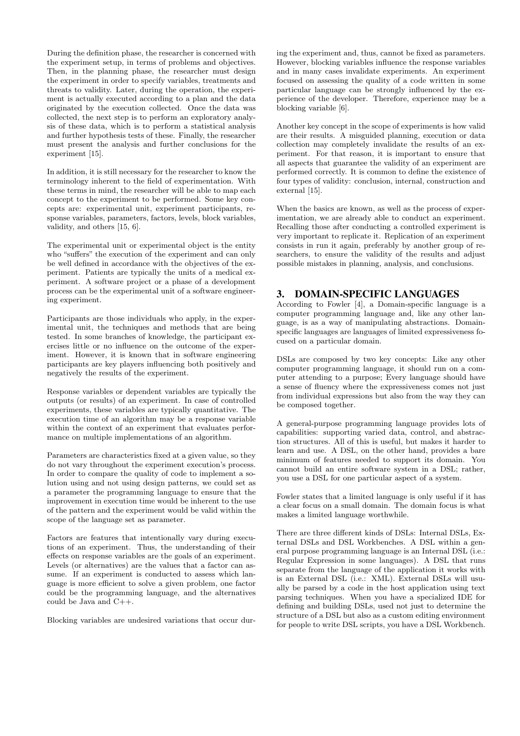During the definition phase, the researcher is concerned with the experiment setup, in terms of problems and objectives. Then, in the planning phase, the researcher must design the experiment in order to specify variables, treatments and threats to validity. Later, during the operation, the experiment is actually executed according to a plan and the data originated by the execution collected. Once the data was collected, the next step is to perform an exploratory analysis of these data, which is to perform a statistical analysis and further hypothesis tests of these. Finally, the researcher must present the analysis and further conclusions for the experiment [15].

In addition, it is still necessary for the researcher to know the terminology inherent to the field of experimentation. With these terms in mind, the researcher will be able to map each concept to the experiment to be performed. Some key concepts are: experimental unit, experiment participants, response variables, parameters, factors, levels, block variables, validity, and others [15, 6].

The experimental unit or experimental object is the entity who "suffers" the execution of the experiment and can only be well defined in accordance with the objectives of the experiment. Patients are typically the units of a medical experiment. A software project or a phase of a development process can be the experimental unit of a software engineering experiment.

Participants are those individuals who apply, in the experimental unit, the techniques and methods that are being tested. In some branches of knowledge, the participant exercises little or no influence on the outcome of the experiment. However, it is known that in software engineering participants are key players influencing both positively and negatively the results of the experiment.

Response variables or dependent variables are typically the outputs (or results) of an experiment. In case of controlled experiments, these variables are typically quantitative. The execution time of an algorithm may be a response variable within the context of an experiment that evaluates performance on multiple implementations of an algorithm.

Parameters are characteristics fixed at a given value, so they do not vary throughout the experiment execution's process. In order to compare the quality of code to implement a solution using and not using design patterns, we could set as a parameter the programming language to ensure that the improvement in execution time would be inherent to the use of the pattern and the experiment would be valid within the scope of the language set as parameter.

Factors are features that intentionally vary during executions of an experiment. Thus, the understanding of their effects on response variables are the goals of an experiment. Levels (or alternatives) are the values that a factor can assume. If an experiment is conducted to assess which language is more efficient to solve a given problem, one factor could be the programming language, and the alternatives could be Java and C++.

Blocking variables are undesired variations that occur during the experiment and, thus, cannot be fixed as parameters. However, blocking variables influence the response variables and in many cases invalidate experiments. An experiment focused on assessing the quality of a code written in some particular language can be strongly influenced by the experience of the developer. Therefore, experience may be a blocking variable [6].

Another key concept in the scope of experiments is how valid are their results. A misguided planning, execution or data collection may completely invalidate the results of an experiment. For that reason, it is important to ensure that all aspects that guarantee the validity of an experiment are performed correctly. It is common to define the existence of four types of validity: conclusion, internal, construction and external [15].

When the basics are known, as well as the process of experimentation, we are already able to conduct an experiment. Recalling those after conducting a controlled experiment is very important to replicate it. Replication of an experiment consists in run it again, preferably by another group of researchers, to ensure the validity of the results and adjust possible mistakes in planning, analysis, and conclusions.

## 3. DOMAIN-SPECIFIC LANGUAGES

According to Fowler [4], a Domain-specific language is a computer programming language and, like any other language, is as a way of manipulating abstractions. Domain-specific languages are languages of limited expressiveness focused on a particular domain.

DSLs are composed by two key concepts: Like any other computer programming language, it should run on a computer attending to a purpose; Every language should have a sense of fluency where the expressiveness comes not just from individual expressions but also from the way they can be composed together.

A general-purpose programming language provides lots of capabilities: supporting varied data, control, and abstraction structures. All of this is useful, but makes it harder to learn and use. A DSL, on the other hand, provides a bare minimum of features needed to support its domain. You cannot build an entire software system in a DSL; rather, you use a DSL for one particular aspect of a system.

Fowler states that a limited language is only useful if it has a clear focus on a small domain. The domain focus is what makes a limited language worthwhile.

There are three different kinds of DSLs: Internal DSLs, External DSLs and DSL Workbenches. A DSL within a general purpose programming language is an Internal DSL (i.e.: Regular Expression in some languages). A DSL that runs separate from the language of the application it works with is an External DSL (i.e.: XML). External DSLs will usually be parsed by a code in the host application using text parsing techniques. When you have a specialized IDE for defining and building DSLs, used not just to determine the structure of a DSL but also as a custom editing environment for people to write DSL scripts, you have a DSL Workbench.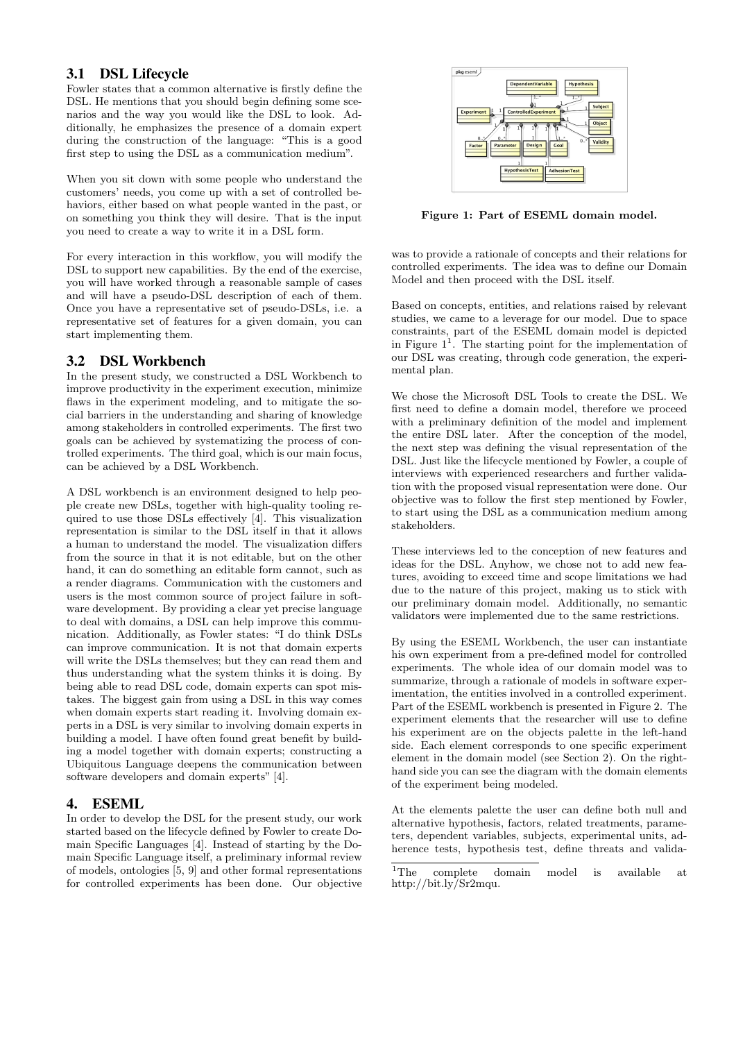## 3.1 DSL Lifecycle

Fowler states that a common alternative is firstly define the DSL. He mentions that you should begin defining some scenarios and the way you would like the DSL to look. Additionally, he emphasizes the presence of a domain expert during the construction of the language: "This is a good first step to using the DSL as a communication medium".

When you sit down with some people who understand the customers' needs, you come up with a set of controlled behaviors, either based on what people wanted in the past, or on something you think they will desire. That is the input you need to create a way to write it in a DSL form.

For every interaction in this workflow, you will modify the DSL to support new capabilities. By the end of the exercise, you will have worked through a reasonable sample of cases and will have a pseudo-DSL description of each of them. Once you have a representative set of pseudo-DSLs, i.e. a representative set of features for a given domain, you can start implementing them.

## 3.2 DSL Workbench

In the present study, we constructed a DSL Workbench to improve productivity in the experiment execution, minimize flaws in the experiment modeling, and to mitigate the social barriers in the understanding and sharing of knowledge among stakeholders in controlled experiments. The first two goals can be achieved by systematizing the process of controlled experiments. The third goal, which is our main focus, can be achieved by a DSL Workbench.

A DSL workbench is an environment designed to help people create new DSLs, together with high-quality tooling required to use those DSLs effectively [4]. This visualization representation is similar to the DSL itself in that it allows a human to understand the model. The visualization differs from the source in that it is not editable, but on the other hand, it can do something an editable form cannot, such as a render diagrams. Communication with the customers and users is the most common source of project failure in software development. By providing a clear yet precise language to deal with domains, a DSL can help improve this communication. Additionally, as Fowler states: "I do think DSLs can improve communication. It is not that domain experts will write the DSLs themselves; but they can read them and thus understanding what the system thinks it is doing. By being able to read DSL code, domain experts can spot mistakes. The biggest gain from using a DSL in this way comes when domain experts start reading it. Involving domain experts in a DSL is very similar to involving domain experts in building a model. I have often found great benefit by building a model together with domain experts; constructing a Ubiquitous Language deepens the communication between software developers and domain experts" [4].

# 4. ESEML

In order to develop the DSL for the present study, our work started based on the lifecycle defined by Fowler to create Domain Specific Languages [4]. Instead of starting by the Domain Specific Language itself, a preliminary informal review of models, ontologies [5, 9] and other formal representations for controlled experiments has been done. Our objective was to provide a rationale of concepts and their relations for controlled experiments. The idea was to define our Domain Model and then proceed with the DSL itself.

**Figure 1: Part of ESEML domain model.**

Based on concepts, entities, and relations raised by relevant studies, we came to a leverage for our model. Due to space constraints, part of the ESEML domain model is depicted in Figure 1[1]. The starting point for the implementation of our DSL was creating, through code generation, the experimental plan.

We chose the Microsoft DSL Tools to create the DSL. We first need to define a domain model, therefore we proceed with a preliminary definition of the model and implement the entire DSL later. After the conception of the model, the next step was defining the visual representation of the DSL. Just like the lifecycle mentioned by Fowler, a couple of interviews with experienced researchers and further validation with the proposed visual representation were done. Our objective was to follow the first step mentioned by Fowler, to start using the DSL as a communication medium among stakeholders.

These interviews led to the conception of new features and ideas for the DSL. Anyhow, we chose not to add new features, avoiding to exceed time and scope limitations we had due to the nature of this project, making us to stick with our preliminary domain model. Additionally, no semantic validators were implemented due to the same restrictions.

By using the ESEML Workbench, the user can instantiate his own experiment from a pre-defined model for controlled experiments. The whole idea of our domain model was to summarize, through a rationale of models in software experimentation, the entities involved in a controlled experiment. Part of the ESEML workbench is presented in Figure 2. The experiment elements that the researcher will use to define his experiment are on the objects palette in the left-hand side. Each element corresponds to one specific experiment element in the domain model (see Section 2). On the right-hand side you can see the diagram with the domain elements of the experiment being modeled.

At the elements palette the user can define both null and alternative hypothesis, factors, related treatments, parameters, dependent variables, subjects, experimental units, adherence tests, hypothesis test, define threats and valida-

[1] The complete domain model is available at http://bit.ly/Sr2mqu.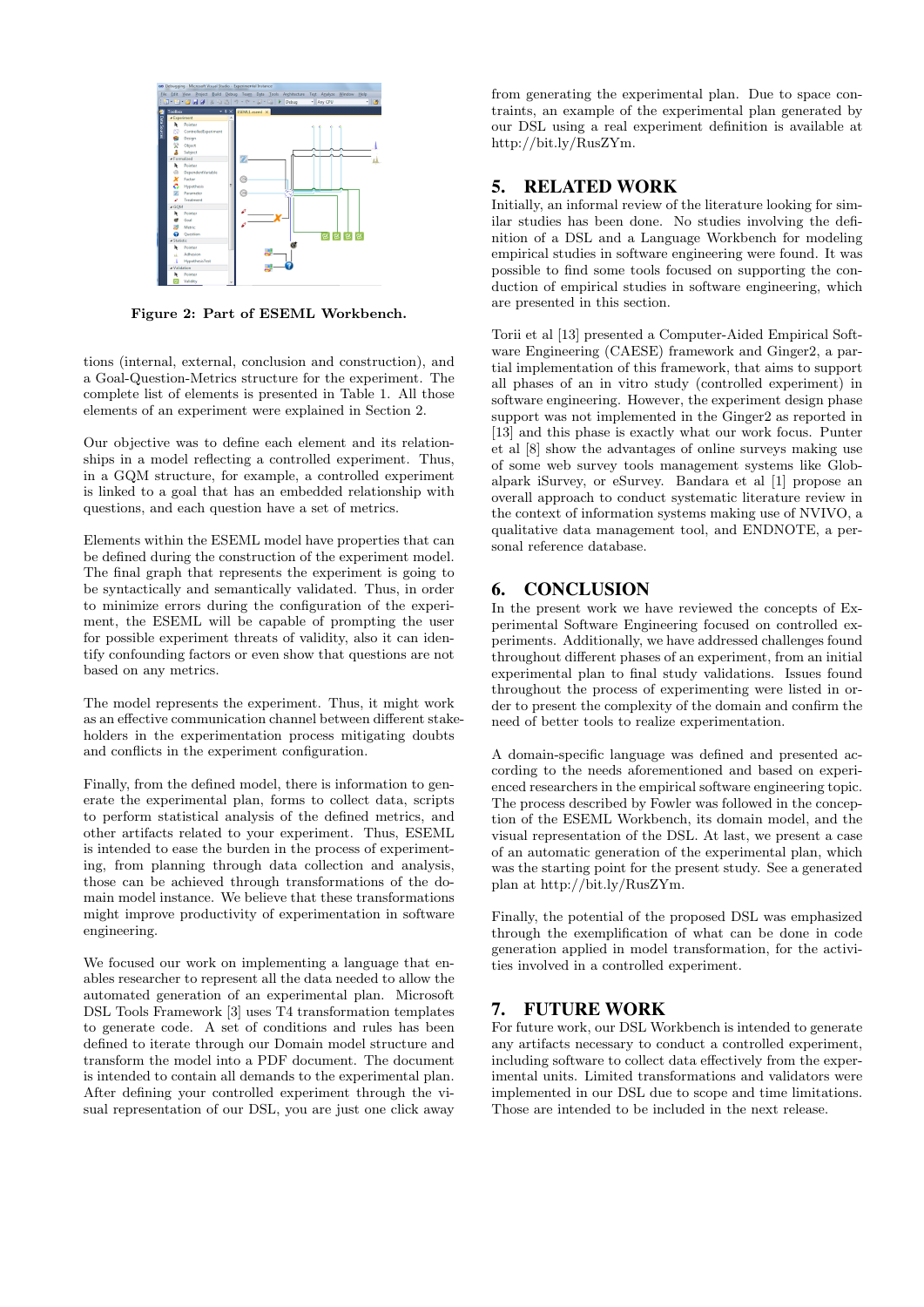Figure 2: Part of ESEML Workbench.

tions (internal, external, conclusion and construction), and a Goal-Question-Metrics structure for the experiment. The complete list of elements is presented in Table 1. All those elements of an experiment were explained in Section 2.

Our objective was to define each element and its relationships in a model reflecting a controlled experiment. Thus, in a GQM structure, for example, a controlled experiment is linked to a goal that has an embedded relationship with questions, and each question have a set of metrics.

Elements within the ESEML model have properties that can be defined during the construction of the experiment model. The final graph that represents the experiment is going to be syntactically and semantically validated. Thus, in order to minimize errors during the configuration of the experiment, the ESEML will be capable of prompting the user for possible experiment threats of validity, also it can identify confounding factors or even show that questions are not based on any metrics.

The model represents the experiment. Thus, it might work as an effective communication channel between different stakeholders in the experimentation process mitigating doubts and conflicts in the experiment configuration.

Finally, from the defined model, there is information to generate the experimental plan, forms to collect data, scripts to perform statistical analysis of the defined metrics, and other artifacts related to your experiment. Thus, ESEML is intended to ease the burden in the process of experimenting, from planning through data collection and analysis, those can be achieved through transformations of the domain model instance. We believe that these transformations might improve productivity of experimentation in software engineering.

We focused our work on implementing a language that enables researcher to represent all the data needed to allow the automated generation of an experimental plan. Microsoft DSL Tools Framework [3] uses T4 transformation templates to generate code. A set of conditions and rules has been defined to iterate through our Domain model structure and transform the model into a PDF document. The document is intended to contain all demands to the experimental plan. After defining your controlled experiment through the visual representation of our DSL, you are just one click away from generating the experimental plan. Due to space constraints, an example of the experimental plan generated by our DSL using a real experiment definition is available at http://bit.ly/RusZYm.

## 5. RELATED WORK

Initially, an informal review of the literature looking for similar studies has been done. No studies involving the definition of a DSL and a Language Workbench for modeling empirical studies in software engineering were found. It was possible to find some tools focused on supporting the conduction of empirical studies in software engineering, which are presented in this section.

Torii et al [13] presented a Computer-Aided Empirical Software Engineering (CAESE) framework and Ginger2, a partial implementation of this framework, that aims to support all phases of an in vitro study (controlled experiment) in software engineering. However, the experiment design phase support was not implemented in the Ginger2 as reported in [13] and this phase is exactly what our work focus. Punter et al [8] show the advantages of online surveys making use of some web survey tools management systems like Globalpark iSurvey, or eSurvey. Bandara et al [1] propose an overall approach to conduct systematic literature review in the context of information systems making use of NVIVO, a qualitative data management tool, and ENDNOTE, a personal reference database.

## 6. CONCLUSION

In the present work we have reviewed the concepts of Experimental Software Engineering focused on controlled experiments. Additionally, we have addressed challenges found throughout different phases of an experiment, from an initial experimental plan to final study validations. Issues found throughout the process of experimenting were listed in order to present the complexity of the domain and confirm the need of better tools to realize experimentation.

A domain-specific language was defined and presented according to the needs aforementioned and based on experienced researchers in the empirical software engineering topic. The process described by Fowler was followed in the conception of the ESEML Workbench, its domain model, and the visual representation of the DSL. At last, we present a case of an automatic generation of the experimental plan, which was the starting point for the present study. See a generated plan at http://bit.ly/RusZYm.

Finally, the potential of the proposed DSL was emphasized through the exemplification of what can be done in code generation applied in model transformation, for the activities involved in a controlled experiment.

## 7. FUTURE WORK

For future work, our DSL Workbench is intended to generate any artifacts necessary to conduct a controlled experiment, including software to collect data effectively from the experimental units. Limited transformations and validators were implemented in our DSL due to scope and time limitations. Those are intended to be included in the next release.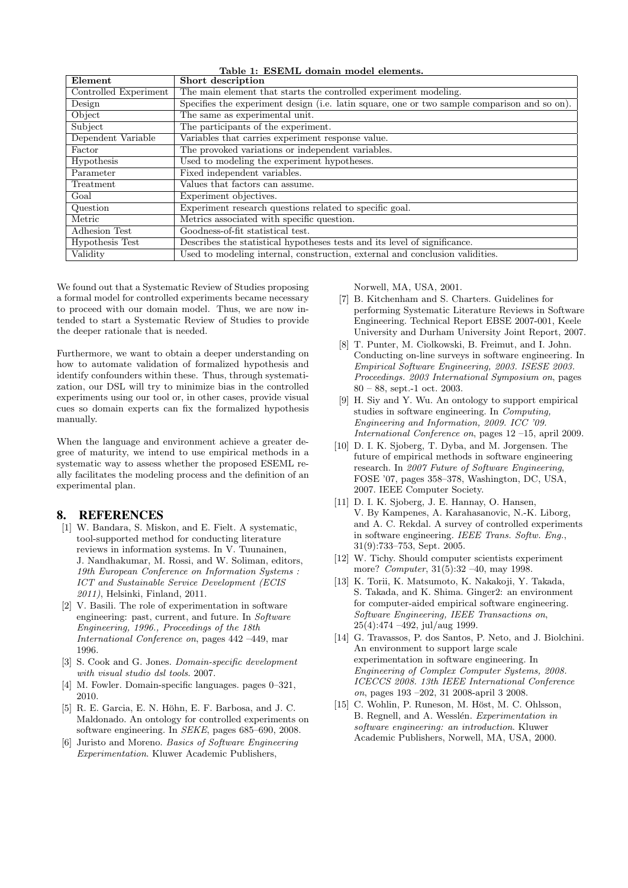Table 1: ESEML domain model elements.

| Element | Short description |
|---|---|
| Controlled Experiment | The main element that starts the controlled experiment modeling. |
| Design | Specifies the experiment design (i.e. latin square, one or two sample comparison and so on). |
| Object | The same as experimental unit. |
| Subject | The participants of the experiment. |
| Dependent Variable | Variables that carries experiment response value. |
| Factor | The provoked variations or independent variables. |
| Hypothesis | Used to modeling the experiment hypotheses. |
| Parameter | Fixed independent variables. |
| Treatment | Values that factors can assume. |
| Goal | Experiment objectives. |
| Question | Experiment research questions related to specific goal. |
| Metric | Metrics associated with specific question. |
| Adhesion Test | Goodness-of-fit statistical test. |
| Hypothesis Test | Describes the statistical hypotheses tests and its level of significance. |
| Validity | Used to modeling internal, construction, external and conclusion validities. |

We found out that a Systematic Review of Studies proposing a formal model for controlled experiments became necessary to proceed with our domain model. Thus, we are now intended to start a Systematic Review of Studies to provide the deeper rationale that is needed.

Furthermore, we want to obtain a deeper understanding on how to automate validation of formalized hypothesis and identify confounders within these. Thus, through systematization, our DSL will try to minimize bias in the controlled experiments using our tool or, in other cases, provide visual cues so domain experts can fix the formalized hypothesis manually.

When the language and environment achieve a greater degree of maturity, we intend to use empirical methods in a systematic way to assess whether the proposed ESEML really facilitates the modeling process and the definition of an experimental plan.

## 8. REFERENCES

[1] W. Bandara, S. Miskon, and E. Fielt. A systematic, tool-supported method for conducting literature reviews in information systems. In V. Tuunainen, J. Nandhakumar, M. Rossi, and W. Soliman, editors, *19th European Conference on Information Systems : ICT and Sustainable Service Development (ECIS 2011)*, Helsinki, Finland, 2011.

[2] V. Basili. The role of experimentation in software engineering: past, current, and future. In *Software Engineering, 1996., Proceedings of the 18th International Conference on*, pages 442 –449, mar 1996.

[3] S. Cook and G. Jones. *Domain-specific development with visual studio dsl tools*. 2007.

[4] M. Fowler. Domain-specific languages. pages 0–321, 2010.

[5] R. E. Garcia, E. N. Höhn, E. F. Barbosa, and J. C. Maldonado. An ontology for controlled experiments on software engineering. In *SEKE*, pages 685–690, 2008.

[6] Juristo and Moreno. *Basics of Software Engineering Experimentation*. Kluwer Academic Publishers, Norwell, MA, USA, 2001.

[7] B. Kitchenham and S. Charters. Guidelines for performing Systematic Literature Reviews in Software Engineering. Technical Report EBSE 2007-001, Keele University and Durham University Joint Report, 2007.

[8] T. Punter, M. Ciolkowski, B. Freimut, and I. John. Conducting on-line surveys in software engineering. In *Empirical Software Engineering, 2003. ISESE 2003. Proceedings. 2003 International Symposium on*, pages 80 – 88, sept.-1 oct. 2003.

[9] H. Siy and Y. Wu. An ontology to support empirical studies in software engineering. In *Computing, Engineering and Information, 2009. ICC '09. International Conference on*, pages 12 –15, april 2009.

[10] D. I. K. Sjoberg, T. Dyba, and M. Jorgensen. The future of empirical methods in software engineering research. In *2007 Future of Software Engineering*, FOSE '07, pages 358–378, Washington, DC, USA, 2007. IEEE Computer Society.

[11] D. I. K. Sjoberg, J. E. Hannay, O. Hansen, V. By Kampenes, A. Karahasanovic, N.-K. Liborg, and A. C. Rekdal. A survey of controlled experiments in software engineering. *IEEE Trans. Softw. Eng.*, 31(9):733–753, Sept. 2005.

[12] W. Tichy. Should computer scientists experiment more? *Computer*, 31(5):32 –40, may 1998.

[13] K. Torii, K. Matsumoto, K. Nakakoji, Y. Takada, S. Takada, and K. Shima. Ginger2: an environment for computer-aided empirical software engineering. *Software Engineering, IEEE Transactions on*, 25(4):474 –492, jul/aug 1999.

[14] G. Travassos, P. dos Santos, P. Neto, and J. Biolchini. An environment to support large scale experimentation in software engineering. In *Engineering of Complex Computer Systems, 2008. ICECCS 2008. 13th IEEE International Conference on*, pages 193 –202, 31 2008-april 3 2008.

[15] C. Wohlin, P. Runeson, M. Höst, M. C. Ohlsson, B. Regnell, and A. Wesslén. *Experimentation in software engineering: an introduction*. Kluwer Academic Publishers, Norwell, MA, USA, 2000.